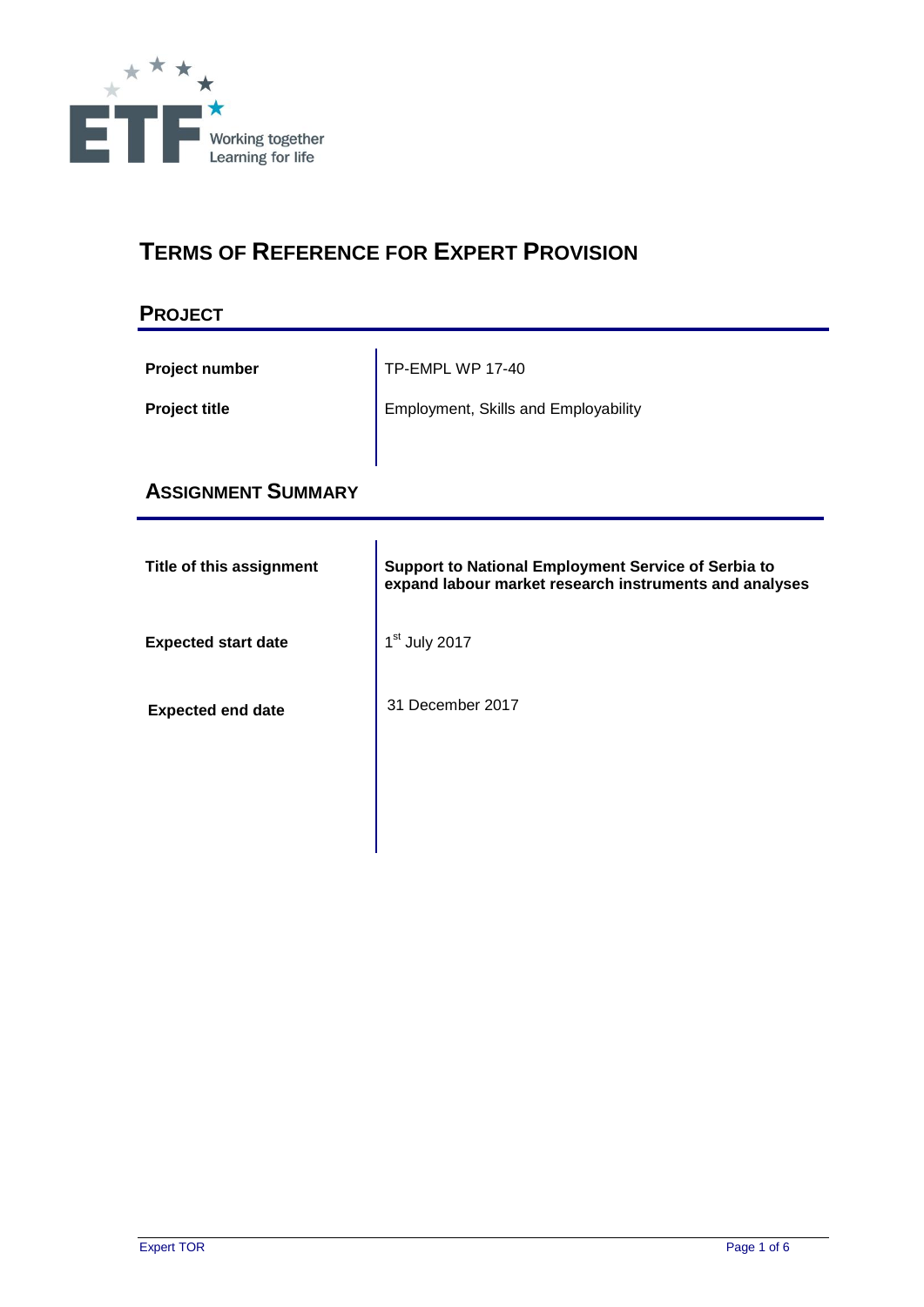ETF

Working together
Learning for life

# Terms of Reference for Expert Provision

## Project

| | |
|---|---|
| **Project number** | TP-EMPL WP 17-40 |
| **Project title** | Employment, Skills and Employability |

## Assignment Summary

| | |
|---|---|
| **Title of this assignment** | **Support to National Employment Service of Serbia to expand labour market research instruments and analyses** |
| **Expected start date** | 1st July 2017 |
| **Expected end date** | 31 December 2017 |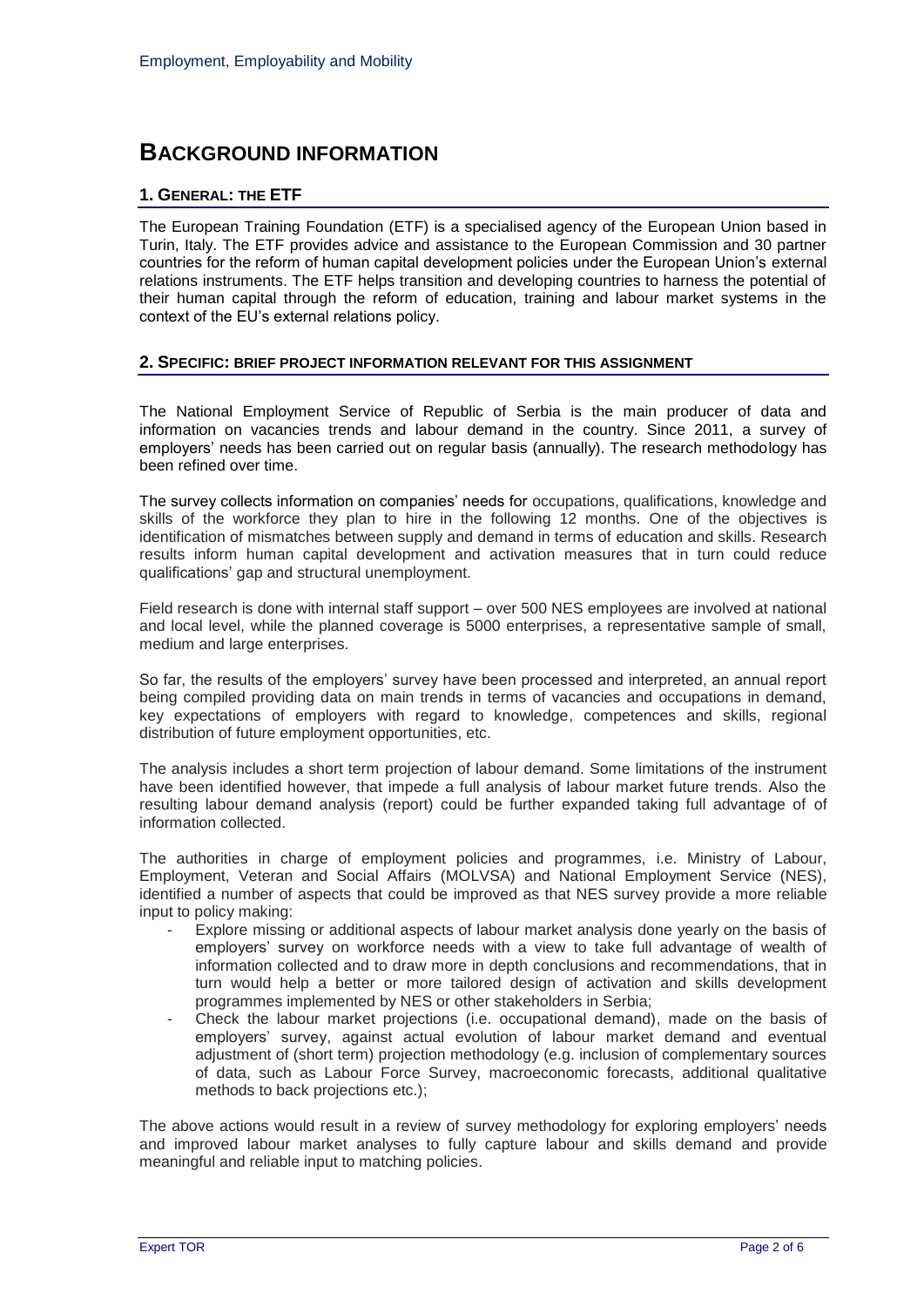# BACKGROUND INFORMATION

## 1. GENERAL: THE ETF

The European Training Foundation (ETF) is a specialised agency of the European Union based in Turin, Italy. The ETF provides advice and assistance to the European Commission and 30 partner countries for the reform of human capital development policies under the European Union's external relations instruments. The ETF helps transition and developing countries to harness the potential of their human capital through the reform of education, training and labour market systems in the context of the EU's external relations policy.

## 2. SPECIFIC: BRIEF PROJECT INFORMATION RELEVANT FOR THIS ASSIGNMENT

The National Employment Service of Republic of Serbia is the main producer of data and information on vacancies trends and labour demand in the country. Since 2011, a survey of employers' needs has been carried out on regular basis (annually). The research methodology has been refined over time.

The survey collects information on companies' needs for occupations, qualifications, knowledge and skills of the workforce they plan to hire in the following 12 months. One of the objectives is identification of mismatches between supply and demand in terms of education and skills. Research results inform human capital development and activation measures that in turn could reduce qualifications' gap and structural unemployment.

Field research is done with internal staff support – over 500 NES employees are involved at national and local level, while the planned coverage is 5000 enterprises, a representative sample of small, medium and large enterprises.

So far, the results of the employers' survey have been processed and interpreted, an annual report being compiled providing data on main trends in terms of vacancies and occupations in demand, key expectations of employers with regard to knowledge, competences and skills, regional distribution of future employment opportunities, etc.

The analysis includes a short term projection of labour demand. Some limitations of the instrument have been identified however, that impede a full analysis of labour market future trends. Also the resulting labour demand analysis (report) could be further expanded taking full advantage of of information collected.

The authorities in charge of employment policies and programmes, i.e. Ministry of Labour, Employment, Veteran and Social Affairs (MOLVSA) and National Employment Service (NES), identified a number of aspects that could be improved as that NES survey provide a more reliable input to policy making:

- Explore missing or additional aspects of labour market analysis done yearly on the basis of employers' survey on workforce needs with a view to take full advantage of wealth of information collected and to draw more in depth conclusions and recommendations, that in turn would help a better or more tailored design of activation and skills development programmes implemented by NES or other stakeholders in Serbia;
- Check the labour market projections (i.e. occupational demand), made on the basis of employers' survey, against actual evolution of labour market demand and eventual adjustment of (short term) projection methodology (e.g. inclusion of complementary sources of data, such as Labour Force Survey, macroeconomic forecasts, additional qualitative methods to back projections etc.);

The above actions would result in a review of survey methodology for exploring employers' needs and improved labour market analyses to fully capture labour and skills demand and provide meaningful and reliable input to matching policies.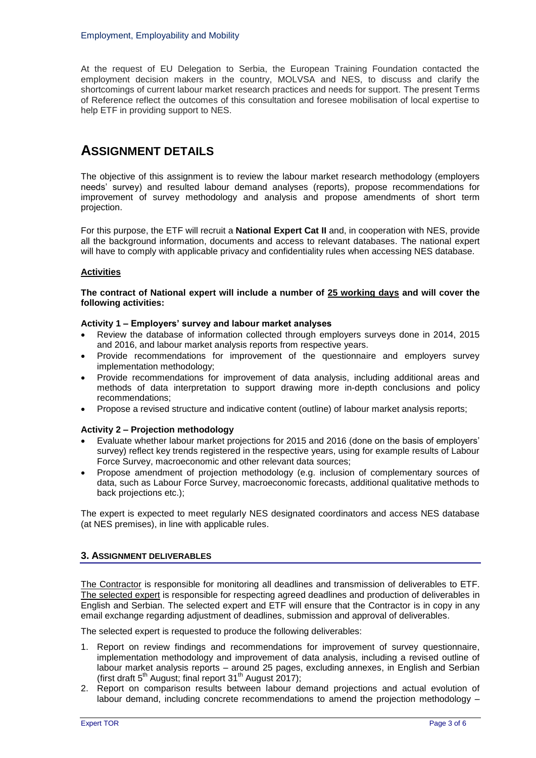At the request of EU Delegation to Serbia, the European Training Foundation contacted the employment decision makers in the country, MOLVSA and NES, to discuss and clarify the shortcomings of current labour market research practices and needs for support. The present Terms of Reference reflect the outcomes of this consultation and foresee mobilisation of local expertise to help ETF in providing support to NES.

# ASSIGNMENT DETAILS

The objective of this assignment is to review the labour market research methodology (employers needs' survey) and resulted labour demand analyses (reports), propose recommendations for improvement of survey methodology and analysis and propose amendments of short term projection.

For this purpose, the ETF will recruit a **National Expert Cat II** and, in cooperation with NES, provide all the background information, documents and access to relevant databases. The national expert will have to comply with applicable privacy and confidentiality rules when accessing NES database.

**Activities**

**The contract of National expert will include a number of 25 working days and will cover the following activities:**

**Activity 1 – Employers' survey and labour market analyses**

- Review the database of information collected through employers surveys done in 2014, 2015 and 2016, and labour market analysis reports from respective years.
- Provide recommendations for improvement of the questionnaire and employers survey implementation methodology;
- Provide recommendations for improvement of data analysis, including additional areas and methods of data interpretation to support drawing more in-depth conclusions and policy recommendations;
- Propose a revised structure and indicative content (outline) of labour market analysis reports;

**Activity 2 – Projection methodology**

- Evaluate whether labour market projections for 2015 and 2016 (done on the basis of employers' survey) reflect key trends registered in the respective years, using for example results of Labour Force Survey, macroeconomic and other relevant data sources;
- Propose amendment of projection methodology (e.g. inclusion of complementary sources of data, such as Labour Force Survey, macroeconomic forecasts, additional qualitative methods to back projections etc.);

The expert is expected to meet regularly NES designated coordinators and access NES database (at NES premises), in line with applicable rules.

## 3. ASSIGNMENT DELIVERABLES

The Contractor is responsible for monitoring all deadlines and transmission of deliverables to ETF. The selected expert is responsible for respecting agreed deadlines and production of deliverables in English and Serbian. The selected expert and ETF will ensure that the Contractor is in copy in any email exchange regarding adjustment of deadlines, submission and approval of deliverables.

The selected expert is requested to produce the following deliverables:

1. Report on review findings and recommendations for improvement of survey questionnaire, implementation methodology and improvement of data analysis, including a revised outline of labour market analysis reports – around 25 pages, excluding annexes, in English and Serbian (first draft 5th August; final report 31st August 2017);
2. Report on comparison results between labour demand projections and actual evolution of labour demand, including concrete recommendations to amend the projection methodology –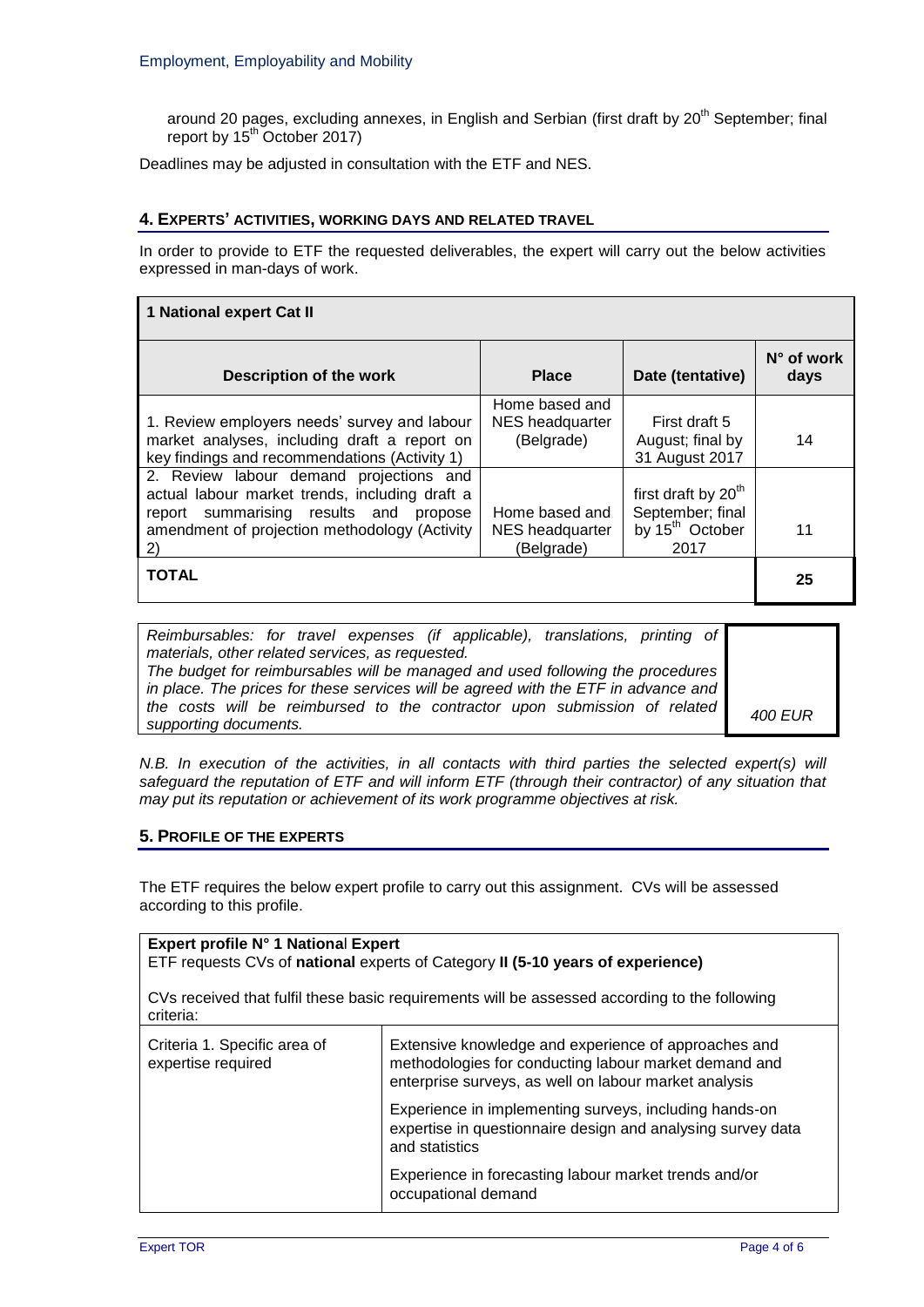around 20 pages, excluding annexes, in English and Serbian (first draft by 20th September; final report by 15th October 2017)

Deadlines may be adjusted in consultation with the ETF and NES.

## 4. EXPERTS' ACTIVITIES, WORKING DAYS AND RELATED TRAVEL

In order to provide to ETF the requested deliverables, the expert will carry out the below activities expressed in man-days of work.

| **1 National expert Cat II** | | | |
|---|---|---|---|
| **Description of the work** | **Place** | **Date (tentative)** | **N° of work days** |
| 1. Review employers needs' survey and labour market analyses, including draft a report on key findings and recommendations (Activity 1) | Home based and NES headquarter (Belgrade) | First draft 5 August; final by 31 August 2017 | 14 |
| 2. Review labour demand projections and actual labour market trends, including draft a report summarising results and propose amendment of projection methodology (Activity 2) | Home based and NES headquarter (Belgrade) | first draft by 20th September; final by 15th October 2017 | 11 |
| **TOTAL** | | | **25** |

| | |
|---|---|
| *Reimbursables: for travel expenses (if applicable), translations, printing of materials, other related services, as requested.* *The budget for reimbursables will be managed and used following the procedures in place. The prices for these services will be agreed with the ETF in advance and the costs will be reimbursed to the contractor upon submission of related supporting documents.* | *400 EUR* |

*N.B. In execution of the activities, in all contacts with third parties the selected expert(s) will safeguard the reputation of ETF and will inform ETF (through their contractor) of any situation that may put its reputation or achievement of its work programme objectives at risk.*

## 5. PROFILE OF THE EXPERTS

The ETF requires the below expert profile to carry out this assignment. CVs will be assessed according to this profile.

| **Expert profile N° 1 National Expert** ETF requests CVs of **national** experts of Category **II (5-10 years of experience)** CVs received that fulfil these basic requirements will be assessed according to the following criteria: | |
|---|---|
| Criteria 1. Specific area of expertise required | Extensive knowledge and experience of approaches and methodologies for conducting labour market demand and enterprise surveys, as well on labour market analysis |
| | Experience in implementing surveys, including hands-on expertise in questionnaire design and analysing survey data and statistics |
| | Experience in forecasting labour market trends and/or occupational demand |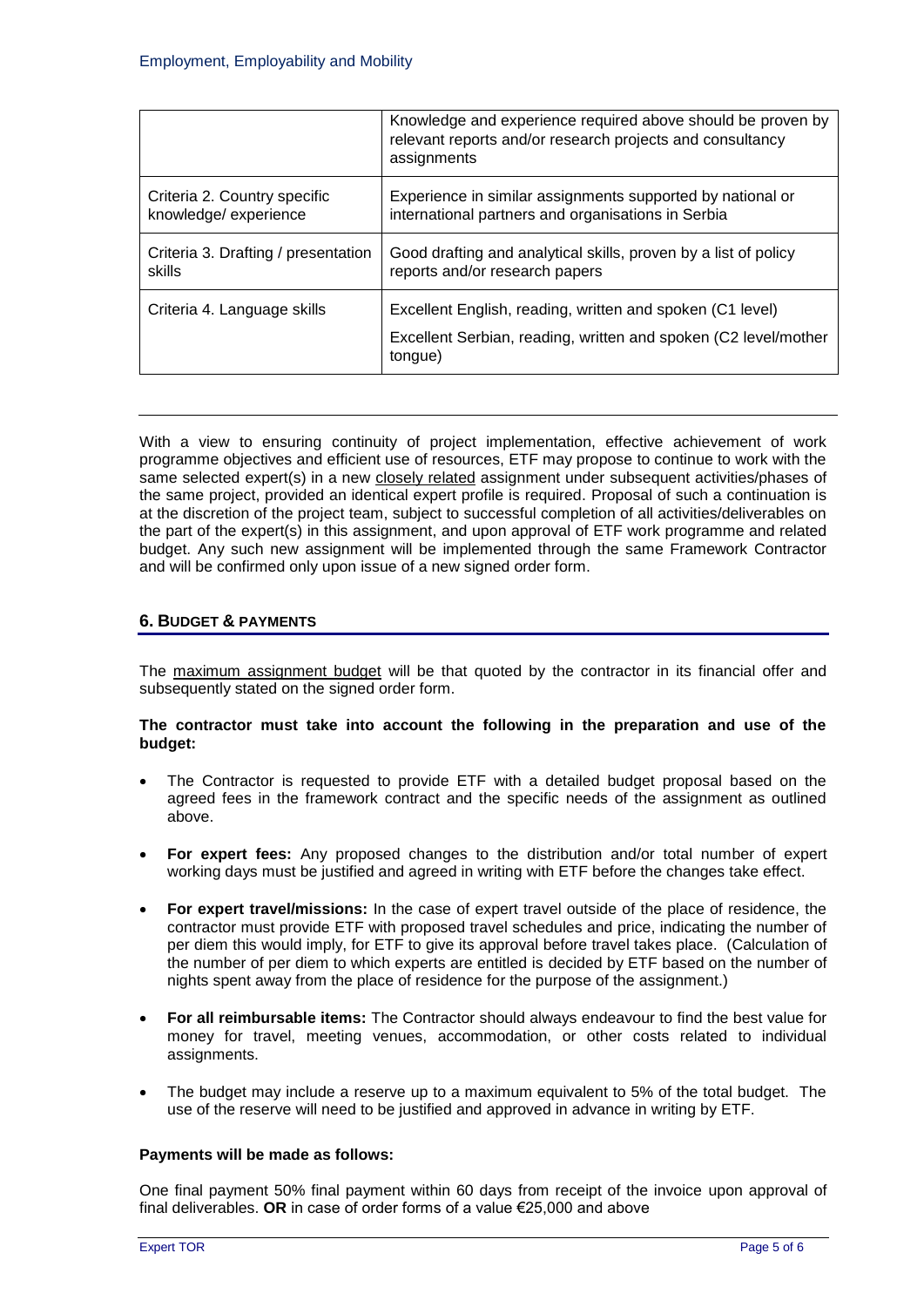| | |
|---|---|
| | Knowledge and experience required above should be proven by relevant reports and/or research projects and consultancy assignments |
| Criteria 2. Country specific knowledge/ experience | Experience in similar assignments supported by national or international partners and organisations in Serbia |
| Criteria 3. Drafting / presentation skills | Good drafting and analytical skills, proven by a list of policy reports and/or research papers |
| Criteria 4. Language skills | Excellent English, reading, written and spoken (C1 level)<br>Excellent Serbian, reading, written and spoken (C2 level/mother tongue) |

With a view to ensuring continuity of project implementation, effective achievement of work programme objectives and efficient use of resources, ETF may propose to continue to work with the same selected expert(s) in a new closely related assignment under subsequent activities/phases of the same project, provided an identical expert profile is required. Proposal of such a continuation is at the discretion of the project team, subject to successful completion of all activities/deliverables on the part of the expert(s) in this assignment, and upon approval of ETF work programme and related budget. Any such new assignment will be implemented through the same Framework Contractor and will be confirmed only upon issue of a new signed order form.

## 6. BUDGET & PAYMENTS

The maximum assignment budget will be that quoted by the contractor in its financial offer and subsequently stated on the signed order form.

**The contractor must take into account the following in the preparation and use of the budget:**

- The Contractor is requested to provide ETF with a detailed budget proposal based on the agreed fees in the framework contract and the specific needs of the assignment as outlined above.
- **For expert fees:** Any proposed changes to the distribution and/or total number of expert working days must be justified and agreed in writing with ETF before the changes take effect.
- **For expert travel/missions:** In the case of expert travel outside of the place of residence, the contractor must provide ETF with proposed travel schedules and price, indicating the number of per diem this would imply, for ETF to give its approval before travel takes place. (Calculation of the number of per diem to which experts are entitled is decided by ETF based on the number of nights spent away from the place of residence for the purpose of the assignment.)
- **For all reimbursable items:** The Contractor should always endeavour to find the best value for money for travel, meeting venues, accommodation, or other costs related to individual assignments.
- The budget may include a reserve up to a maximum equivalent to 5% of the total budget. The use of the reserve will need to be justified and approved in advance in writing by ETF.

**Payments will be made as follows:**

One final payment 50% final payment within 60 days from receipt of the invoice upon approval of final deliverables. **OR** in case of order forms of a value €25,000 and above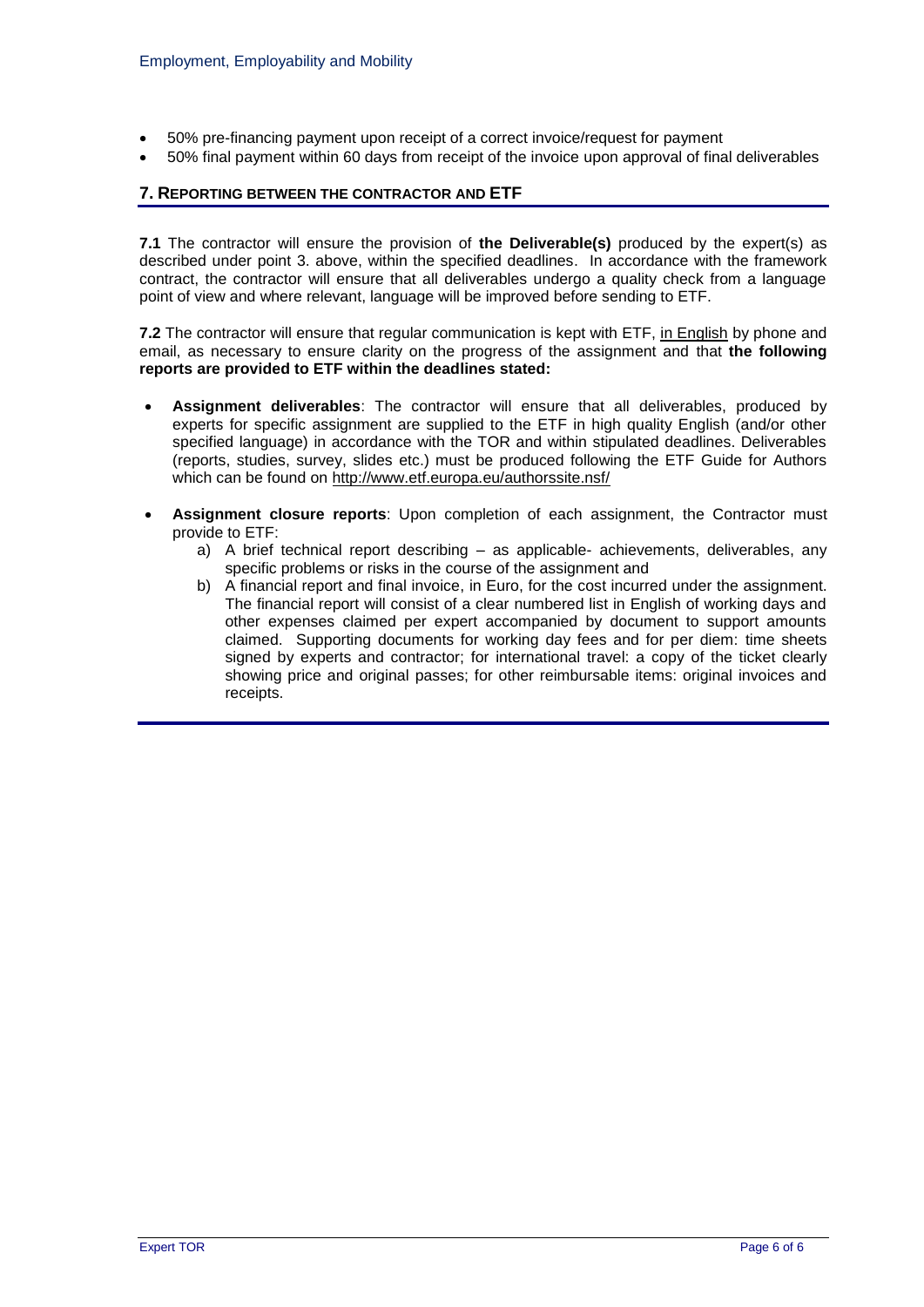- 50% pre-financing payment upon receipt of a correct invoice/request for payment
- 50% final payment within 60 days from receipt of the invoice upon approval of final deliverables

## 7. REPORTING BETWEEN THE CONTRACTOR AND ETF

**7.1** The contractor will ensure the provision of **the Deliverable(s)** produced by the expert(s) as described under point 3. above, within the specified deadlines. In accordance with the framework contract, the contractor will ensure that all deliverables undergo a quality check from a language point of view and where relevant, language will be improved before sending to ETF.

**7.2** The contractor will ensure that regular communication is kept with ETF, in English by phone and email, as necessary to ensure clarity on the progress of the assignment and that **the following reports are provided to ETF within the deadlines stated:**

- **Assignment deliverables**: The contractor will ensure that all deliverables, produced by experts for specific assignment are supplied to the ETF in high quality English (and/or other specified language) in accordance with the TOR and within stipulated deadlines. Deliverables (reports, studies, survey, slides etc.) must be produced following the ETF Guide for Authors which can be found on http://www.etf.europa.eu/authorssite.nsf/
- **Assignment closure reports**: Upon completion of each assignment, the Contractor must provide to ETF:
    a) A brief technical report describing – as applicable- achievements, deliverables, any specific problems or risks in the course of the assignment and
    b) A financial report and final invoice, in Euro, for the cost incurred under the assignment. The financial report will consist of a clear numbered list in English of working days and other expenses claimed per expert accompanied by document to support amounts claimed. Supporting documents for working day fees and for per diem: time sheets signed by experts and contractor; for international travel: a copy of the ticket clearly showing price and original passes; for other reimbursable items: original invoices and receipts.